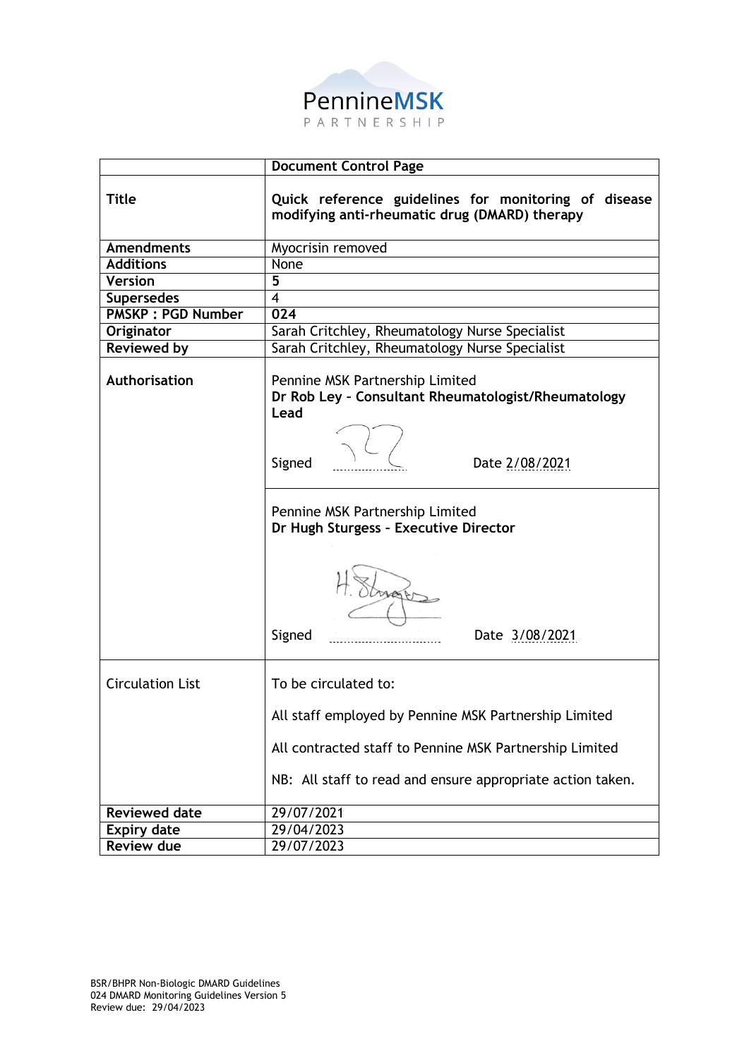PennineMSK PARTNERSHIP

| | **Document Control Page** |
|---|---|
| **Title** | **Quick reference guidelines for monitoring of disease modifying anti-rheumatic drug (DMARD) therapy** |
| **Amendments** | Myocrisin removed |
| **Additions** | None |
| **Version** | **5** |
| **Supersedes** | 4 |
| **PMSKP : PGD Number** | **024** |
| **Originator** | Sarah Critchley, Rheumatology Nurse Specialist |
| **Reviewed by** | Sarah Critchley, Rheumatology Nurse Specialist |
| **Authorisation** | Pennine MSK Partnership Limited **Dr Rob Ley - Consultant Rheumatologist/Rheumatology Lead** Signed ............ Date 2/08/2021 |
| | Pennine MSK Partnership Limited **Dr Hugh Sturgess - Executive Director** Signed ............ Date 3/08/2021 |
| Circulation List | To be circulated to: All staff employed by Pennine MSK Partnership Limited; All contracted staff to Pennine MSK Partnership Limited; NB: All staff to read and ensure appropriate action taken. |
| **Reviewed date** | 29/07/2021 |
| **Expiry date** | 29/04/2023 |
| **Review due** | 29/07/2023 |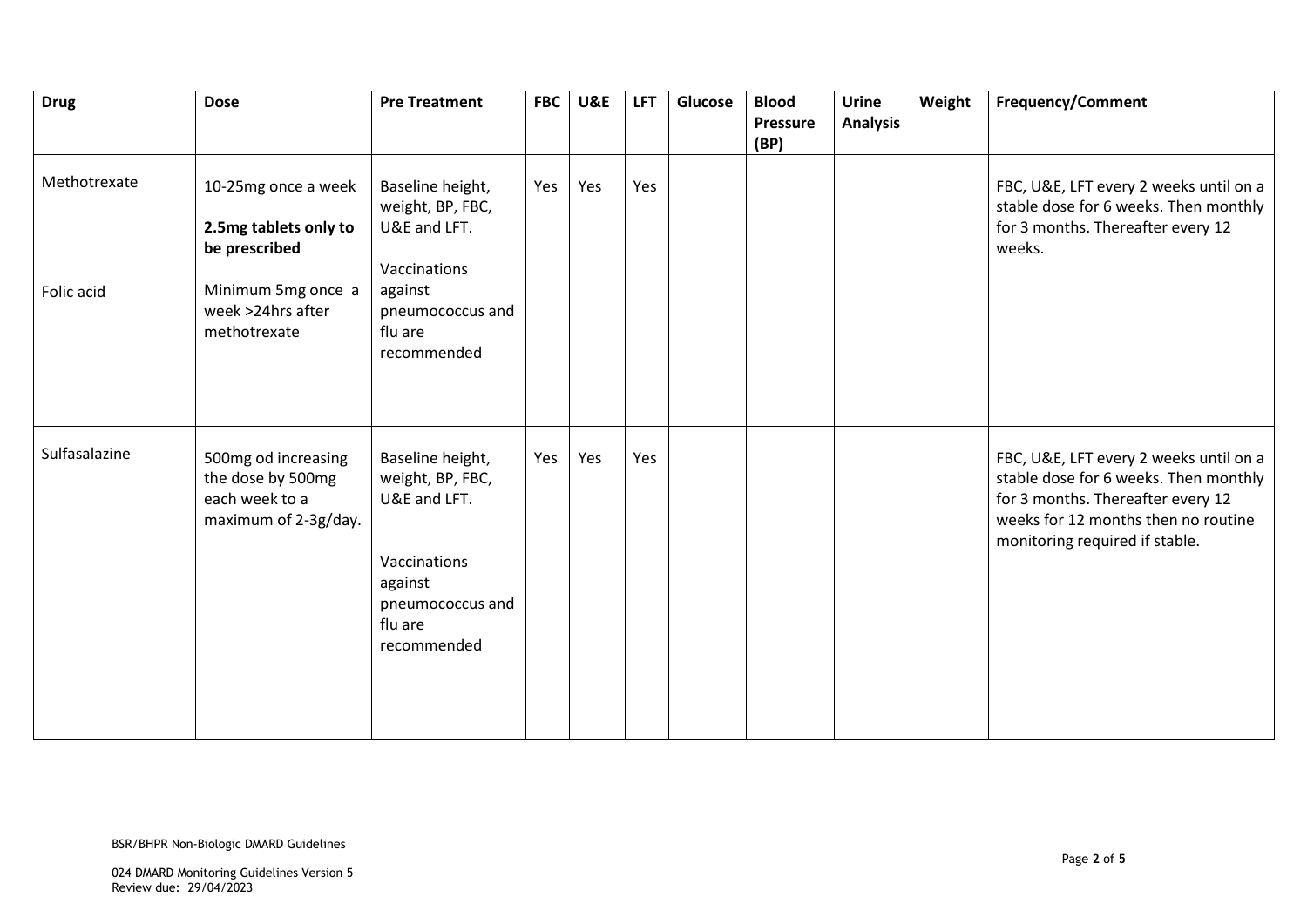| Drug | Dose | Pre Treatment | FBC | U&E | LFT | Glucose | Blood Pressure (BP) | Urine Analysis | Weight | Frequency/Comment |
|---|---|---|---|---|---|---|---|---|---|---|
| Methotrexate<br><br>Folic acid | 10-25mg once a week<br><br>**2.5mg tablets only to be prescribed**<br><br>Minimum 5mg once a week >24hrs after methotrexate | Baseline height, weight, BP, FBC, U&E and LFT.<br><br>Vaccinations against pneumococcus and flu are recommended | Yes | Yes | Yes | | | | | FBC, U&E, LFT every 2 weeks until on a stable dose for 6 weeks. Then monthly for 3 months. Thereafter every 12 weeks. |
| Sulfasalazine | 500mg od increasing the dose by 500mg each week to a maximum of 2-3g/day. | Baseline height, weight, BP, FBC, U&E and LFT.<br><br>Vaccinations against pneumococcus and flu are recommended | Yes | Yes | Yes | | | | | FBC, U&E, LFT every 2 weeks until on a stable dose for 6 weeks. Then monthly for 3 months. Thereafter every 12 weeks for 12 months then no routine monitoring required if stable. |

BSR/BHPR Non-Biologic DMARD Guidelines

024 DMARD Monitoring Guidelines Version 5
Review due: 29/04/2023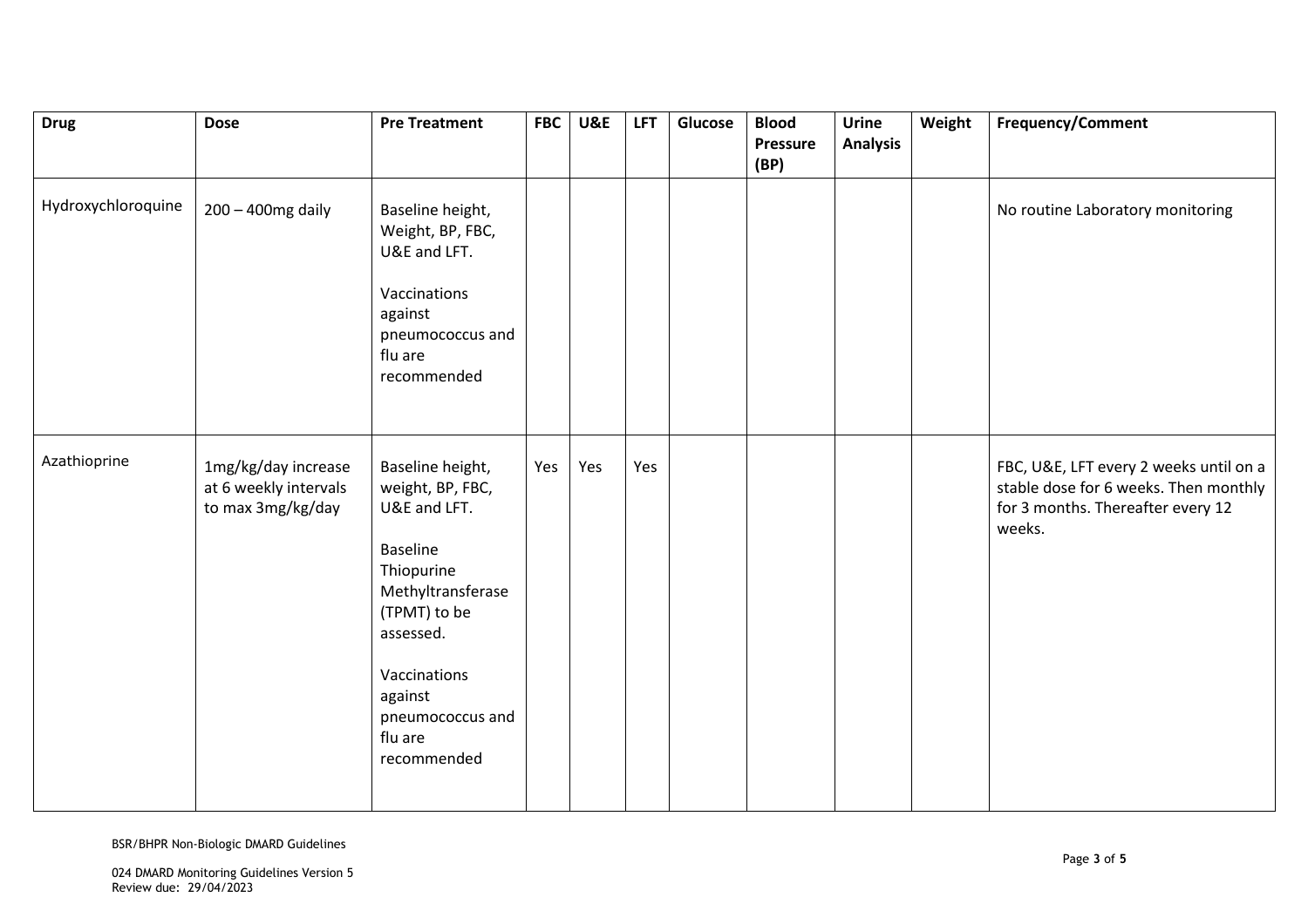| Drug | Dose | Pre Treatment | FBC | U&E | LFT | Glucose | Blood Pressure (BP) | Urine Analysis | Weight | Frequency/Comment |
|---|---|---|---|---|---|---|---|---|---|---|
| Hydroxychloroquine | 200 – 400mg daily | Baseline height, Weight, BP, FBC, U&E and LFT.<br><br>Vaccinations against pneumococcus and flu are recommended | | | | | | | | No routine Laboratory monitoring |
| Azathioprine | 1mg/kg/day increase at 6 weekly intervals to max 3mg/kg/day | Baseline height, weight, BP, FBC, U&E and LFT.<br><br>Baseline Thiopurine Methyltransferase (TPMT) to be assessed.<br><br>Vaccinations against pneumococcus and flu are recommended | Yes | Yes | Yes | | | | | FBC, U&E, LFT every 2 weeks until on a stable dose for 6 weeks. Then monthly for 3 months. Thereafter every 12 weeks. |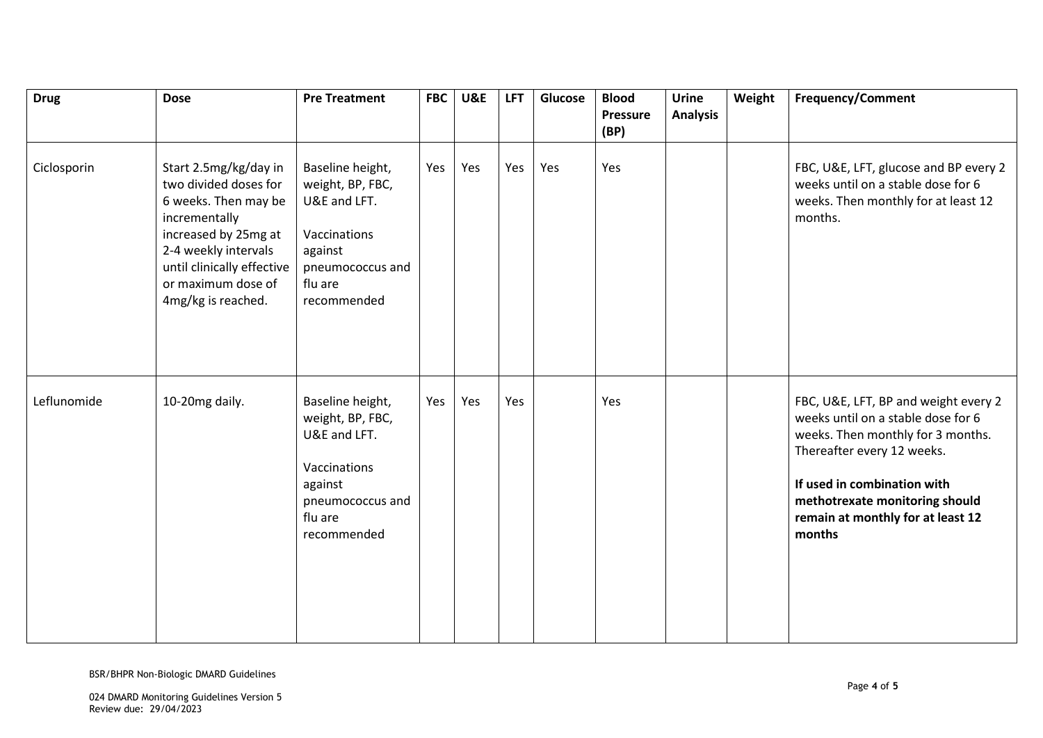| Drug | Dose | Pre Treatment | FBC | U&E | LFT | Glucose | Blood Pressure (BP) | Urine Analysis | Weight | Frequency/Comment |
|---|---|---|---|---|---|---|---|---|---|---|
| Ciclosporin | Start 2.5mg/kg/day in two divided doses for 6 weeks. Then may be incrementally increased by 25mg at 2-4 weekly intervals until clinically effective or maximum dose of 4mg/kg is reached. | Baseline height, weight, BP, FBC, U&E and LFT.<br><br>Vaccinations against pneumococcus and flu are recommended | Yes | Yes | Yes | Yes | Yes | | | FBC, U&E, LFT, glucose and BP every 2 weeks until on a stable dose for 6 weeks. Then monthly for at least 12 months. |
| Leflunomide | 10-20mg daily. | Baseline height, weight, BP, FBC, U&E and LFT.<br><br>Vaccinations against pneumococcus and flu are recommended | Yes | Yes | Yes | | Yes | | | FBC, U&E, LFT, BP and weight every 2 weeks until on a stable dose for 6 weeks. Then monthly for 3 months. Thereafter every 12 weeks.<br><br>**If used in combination with methotrexate monitoring should remain at monthly for at least 12 months** |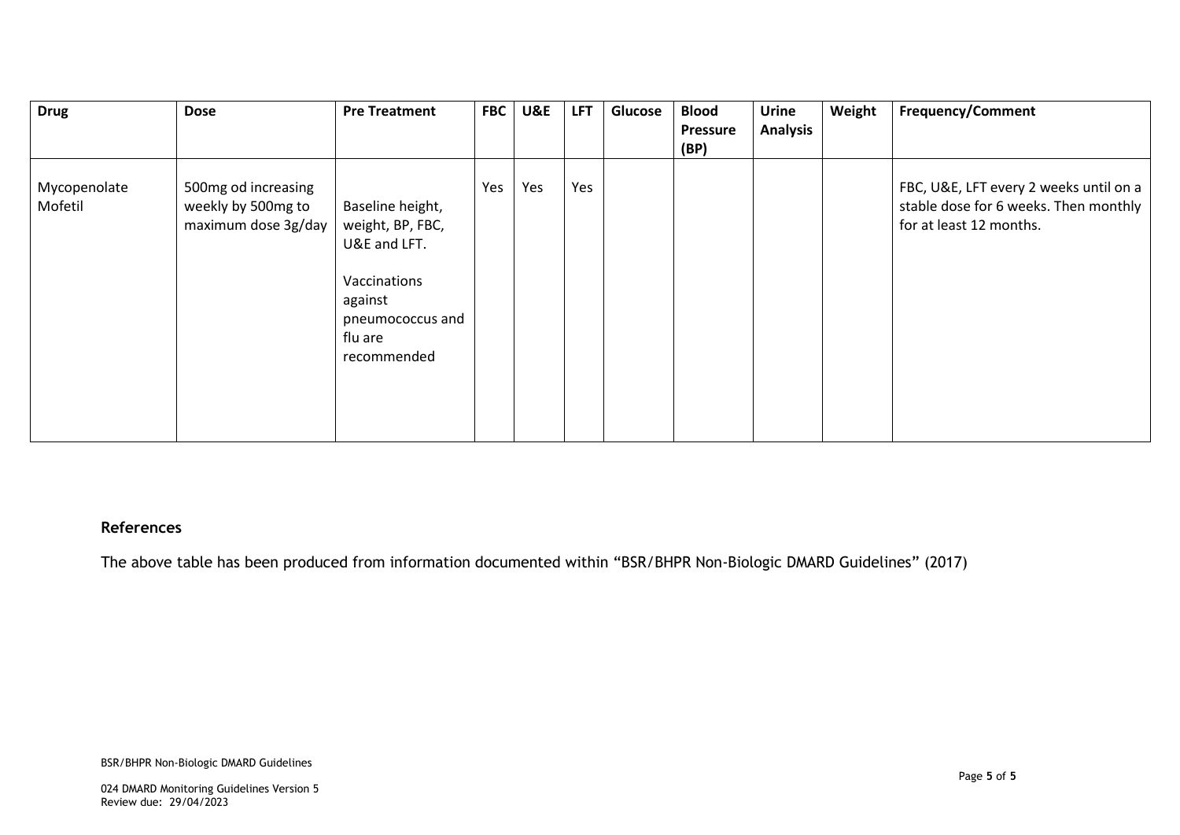| Drug | Dose | Pre Treatment | FBC | U&E | LFT | Glucose | Blood Pressure (BP) | Urine Analysis | Weight | Frequency/Comment |
|---|---|---|---|---|---|---|---|---|---|---|
| Mycopenolate Mofetil | 500mg od increasing weekly by 500mg to maximum dose 3g/day | Baseline height, weight, BP, FBC, U&E and LFT.<br><br>Vaccinations against pneumococcus and flu are recommended | Yes | Yes | Yes | | | | | FBC, U&E, LFT every 2 weeks until on a stable dose for 6 weeks. Then monthly for at least 12 months. |

## References

The above table has been produced from information documented within "BSR/BHPR Non-Biologic DMARD Guidelines" (2017)